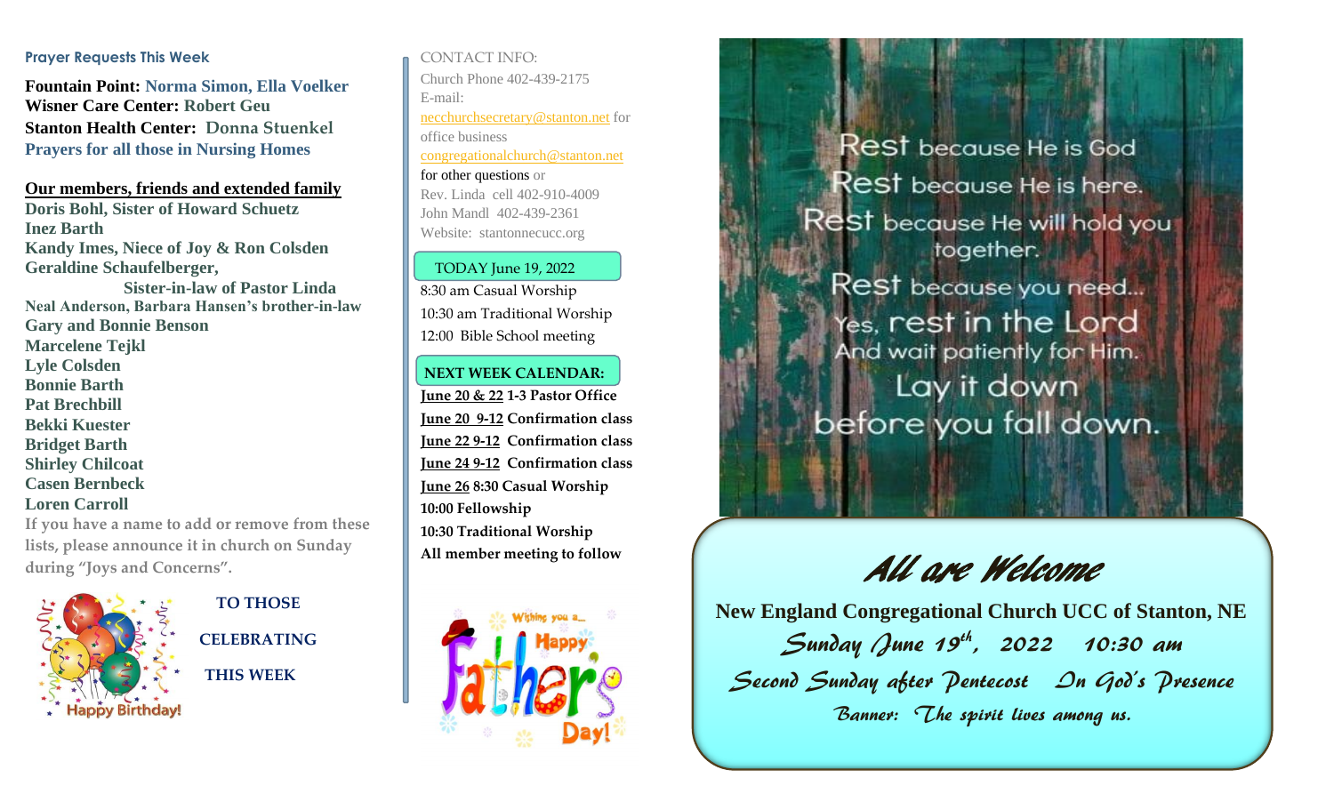### Prayer Requests This Week

**Fountain Point:** Norma Simon, Ella Voelker
**Wisner Care Center:** Robert Geu
**Stanton Health Center:** Donna Stuenkel
Prayers for all those in Nursing Homes

**Our members, friends and extended family**

Doris Bohl, Sister of Howard Schuetz
Inez Barth
Kandy Imes, Niece of Joy & Ron Colsden
Geraldine Schaufelberger, Sister-in-law of Pastor Linda
Neal Anderson, Barbara Hansen's brother-in-law
Gary and Bonnie Benson
Marcelene Tejkl
Lyle Colsden
Bonnie Barth
Pat Brechbill
Bekki Kuester
Bridget Barth
Shirley Chilcoat
Casen Bernbeck
Loren Carroll

If you have a name to add or remove from these lists, please announce it in church on Sunday during "Joys and Concerns".

Happy Birthday!

**TO THOSE CELEBRATING THIS WEEK**

CONTACT INFO:
Church Phone 402-439-2175
E-mail:
necchurchsecretary@stanton.net for office business
congregationalchurch@stanton.net for other questions or
Rev. Linda cell 402-910-4009
John Mandl 402-439-2361
Website: stantonnecucc.org

**TODAY June 19, 2022**

8:30 am Casual Worship
10:30 am Traditional Worship
12:00 Bible School meeting

**NEXT WEEK CALENDAR:**

**June 20 & 22** 1-3 Pastor Office
**June 20 9-12** Confirmation class
**June 22 9-12** Confirmation class
**June 24 9-12** Confirmation class
**June 26** 8:30 Casual Worship
10:00 Fellowship
10:30 Traditional Worship
All member meeting to follow

Wishing you a... Happy Father's Day!

Rest because He is God
Rest because He is here.
Rest because He will hold you together.
Rest because you need...
Yes, rest in the Lord
And wait patiently for Him.
Lay it down
before you fall down.

# *All are Welcome*

**New England Congregational Church UCC of Stanton, NE**

*Sunday June 19th, 2022 10:30 am*

*Second Sunday after Pentecost In God's Presence*

*Banner: The spirit lives among us.*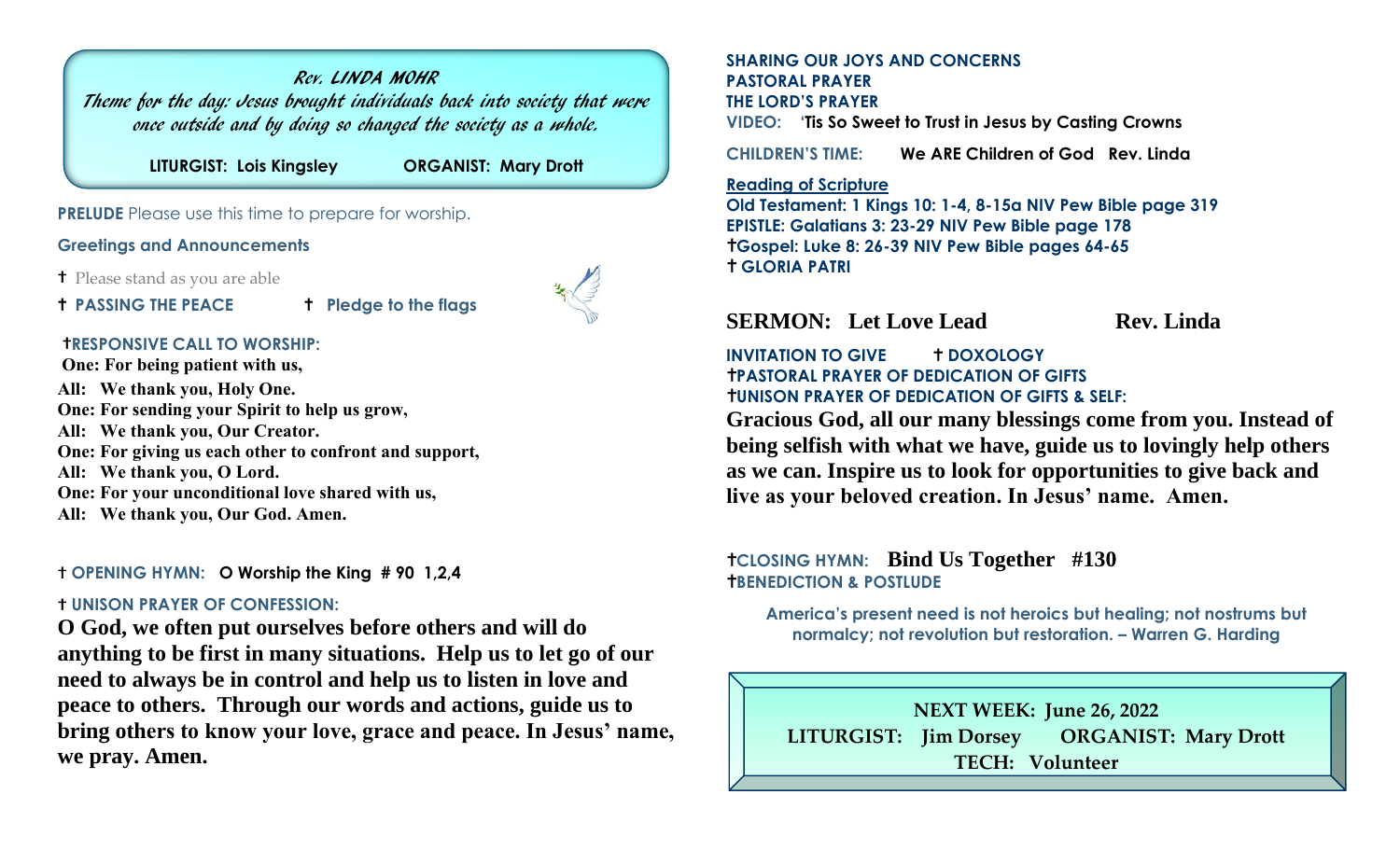*Rev. LINDA MOHR*

*Theme for the day: Jesus brought individuals back into society that were once outside and by doing so changed the society as a whole.*

**LITURGIST: Lois Kingsley** **ORGANIST: Mary Drott**

**PRELUDE** Please use this time to prepare for worship.

**Greetings and Announcements**

† Please stand as you are able

† **PASSING THE PEACE** † **Pledge to the flags**

**†RESPONSIVE CALL TO WORSHIP:**

**One: For being patient with us,**
**All: We thank you, Holy One.**
**One: For sending your Spirit to help us grow,**
**All: We thank you, Our Creator.**
**One: For giving us each other to confront and support,**
**All: We thank you, O Lord.**
**One: For your unconditional love shared with us,**
**All: We thank you, Our God. Amen.**

† **OPENING HYMN: O Worship the King # 90 1,2,4**

† **UNISON PRAYER OF CONFESSION:**

**O God, we often put ourselves before others and will do anything to be first in many situations. Help us to let go of our need to always be in control and help us to listen in love and peace to others. Through our words and actions, guide us to bring others to know your love, grace and peace. In Jesus' name, we pray. Amen.**

**SHARING OUR JOYS AND CONCERNS**
**PASTORAL PRAYER**
**THE LORD'S PRAYER**
**VIDEO: 'Tis So Sweet to Trust in Jesus by Casting Crowns**

**CHILDREN'S TIME: We ARE Children of God Rev. Linda**

**Reading of Scripture**
**Old Testament: 1 Kings 10: 1-4, 8-15a NIV Pew Bible page 319**
**EPISTLE: Galatians 3: 23-29 NIV Pew Bible page 178**
**†Gospel: Luke 8: 26-39 NIV Pew Bible pages 64-65**
**† GLORIA PATRI**

**SERMON: Let Love Lead Rev. Linda**

**INVITATION TO GIVE** **† DOXOLOGY**
**†PASTORAL PRAYER OF DEDICATION OF GIFTS**
**†UNISON PRAYER OF DEDICATION OF GIFTS & SELF:**

**Gracious God, all our many blessings come from you. Instead of being selfish with what we have, guide us to lovingly help others as we can. Inspire us to look for opportunities to give back and live as your beloved creation. In Jesus' name. Amen.**

**†CLOSING HYMN: Bind Us Together #130**
**†BENEDICTION & POSTLUDE**

**America's present need is not heroics but healing; not nostrums but normalcy; not revolution but restoration. – Warren G. Harding**

**NEXT WEEK: June 26, 2022**
**LITURGIST: Jim Dorsey ORGANIST: Mary Drott**
**TECH: Volunteer**